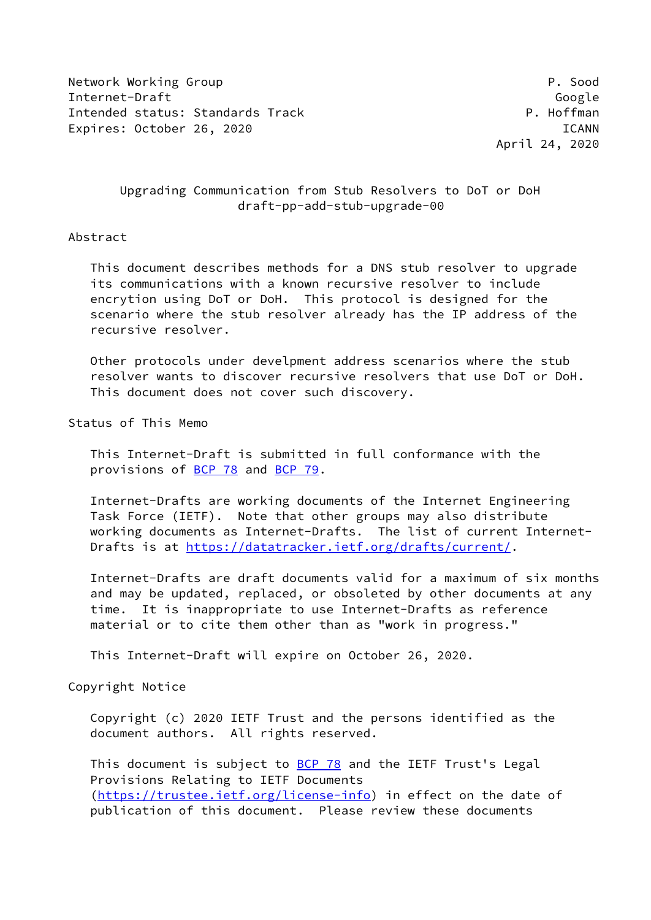Network Working Group P. Sood
Internet-Draft Google
Intended status: Standards Track P. Hoffman
Expires: October 26, 2020 ICANN
April 24, 2020

# Upgrading Communication from Stub Resolvers to DoT or DoH
draft-pp-add-stub-upgrade-00

## Abstract

This document describes methods for a DNS stub resolver to upgrade its communications with a known recursive resolver to include encryption using DoT or DoH. This protocol is designed for the scenario where the stub resolver already has the IP address of the recursive resolver.

Other protocols under develpment address scenarios where the stub resolver wants to discover recursive resolvers that use DoT or DoH. This document does not cover such discovery.

## Status of This Memo

This Internet-Draft is submitted in full conformance with the provisions of BCP 78 and BCP 79.

Internet-Drafts are working documents of the Internet Engineering Task Force (IETF). Note that other groups may also distribute working documents as Internet-Drafts. The list of current Internet-Drafts is at https://datatracker.ietf.org/drafts/current/.

Internet-Drafts are draft documents valid for a maximum of six months and may be updated, replaced, or obsoleted by other documents at any time. It is inappropriate to use Internet-Drafts as reference material or to cite them other than as "work in progress."

This Internet-Draft will expire on October 26, 2020.

## Copyright Notice

Copyright (c) 2020 IETF Trust and the persons identified as the document authors. All rights reserved.

This document is subject to BCP 78 and the IETF Trust's Legal Provisions Relating to IETF Documents (https://trustee.ietf.org/license-info) in effect on the date of publication of this document. Please review these documents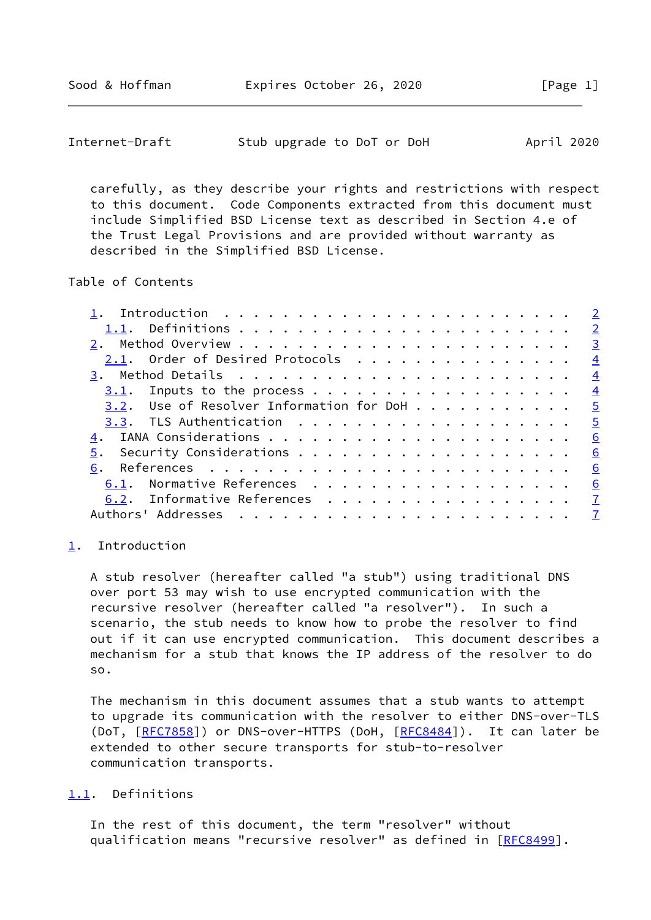carefully, as they describe your rights and restrictions with respect to this document. Code Components extracted from this document must include Simplified BSD License text as described in Section 4.e of the Trust Legal Provisions and are provided without warranty as described in the Simplified BSD License.

## Table of Contents

- 1. Introduction . . . . . . . . . . . . . . . . . . . . . . . . 2
  - 1.1. Definitions . . . . . . . . . . . . . . . . . . . . . . . 2
- 2. Method Overview . . . . . . . . . . . . . . . . . . . . . . . 3
  - 2.1. Order of Desired Protocols . . . . . . . . . . . . . . . 4
- 3. Method Details . . . . . . . . . . . . . . . . . . . . . . . 4
  - 3.1. Inputs to the process . . . . . . . . . . . . . . . . . . 4
  - 3.2. Use of Resolver Information for DoH . . . . . . . . . . . 5
  - 3.3. TLS Authentication . . . . . . . . . . . . . . . . . . . 5
- 4. IANA Considerations . . . . . . . . . . . . . . . . . . . . . 6
- 5. Security Considerations . . . . . . . . . . . . . . . . . . . 6
- 6. References . . . . . . . . . . . . . . . . . . . . . . . . . 6
  - 6.1. Normative References . . . . . . . . . . . . . . . . . . 6
  - 6.2. Informative References . . . . . . . . . . . . . . . . . 7
- Authors' Addresses . . . . . . . . . . . . . . . . . . . . . . . 7

## 1. Introduction

A stub resolver (hereafter called "a stub") using traditional DNS over port 53 may wish to use encrypted communication with the recursive resolver (hereafter called "a resolver"). In such a scenario, the stub needs to know how to probe the resolver to find out if it can use encrypted communication. This document describes a mechanism for a stub that knows the IP address of the resolver to do so.

The mechanism in this document assumes that a stub wants to attempt to upgrade its communication with the resolver to either DNS-over-TLS (DoT, [RFC7858]) or DNS-over-HTTPS (DoH, [RFC8484]). It can later be extended to other secure transports for stub-to-resolver communication transports.

### 1.1. Definitions

In the rest of this document, the term "resolver" without qualification means "recursive resolver" as defined in [RFC8499].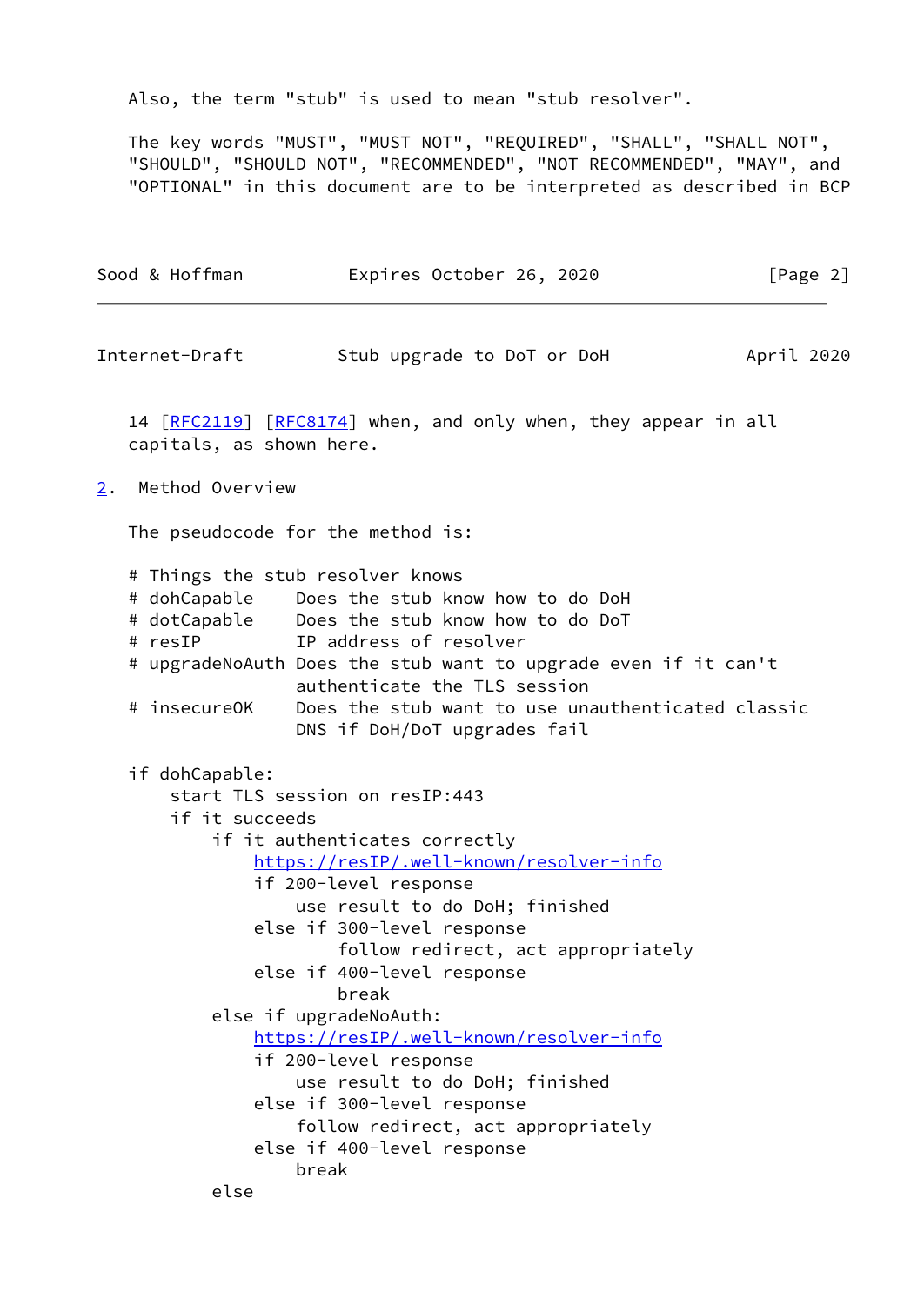Also, the term "stub" is used to mean "stub resolver".

The key words "MUST", "MUST NOT", "REQUIRED", "SHALL", "SHALL NOT", "SHOULD", "SHOULD NOT", "RECOMMENDED", "NOT RECOMMENDED", "MAY", and "OPTIONAL" in this document are to be interpreted as described in BCP 14 [RFC2119] [RFC8174] when, and only when, they appear in all capitals, as shown here.

## 2. Method Overview

The pseudocode for the method is:

```
# Things the stub resolver knows
# dohCapable    Does the stub know how to do DoH
# dotCapable    Does the stub know how to do DoT
# resIP         IP address of resolver
# upgradeNoAuth Does the stub want to upgrade even if it can't
                authenticate the TLS session
# insecureOK    Does the stub want to use unauthenticated classic
                DNS if DoH/DoT upgrades fail

if dohCapable:
    start TLS session on resIP:443
    if it succeeds
        if it authenticates correctly
            https://resIP/.well-known/resolver-info
            if 200-level response
                use result to do DoH; finished
            else if 300-level response
                    follow redirect, act appropriately
            else if 400-level response
                    break
        else if upgradeNoAuth:
            https://resIP/.well-known/resolver-info
            if 200-level response
                use result to do DoH; finished
            else if 300-level response
                follow redirect, act appropriately
            else if 400-level response
                break
        else
```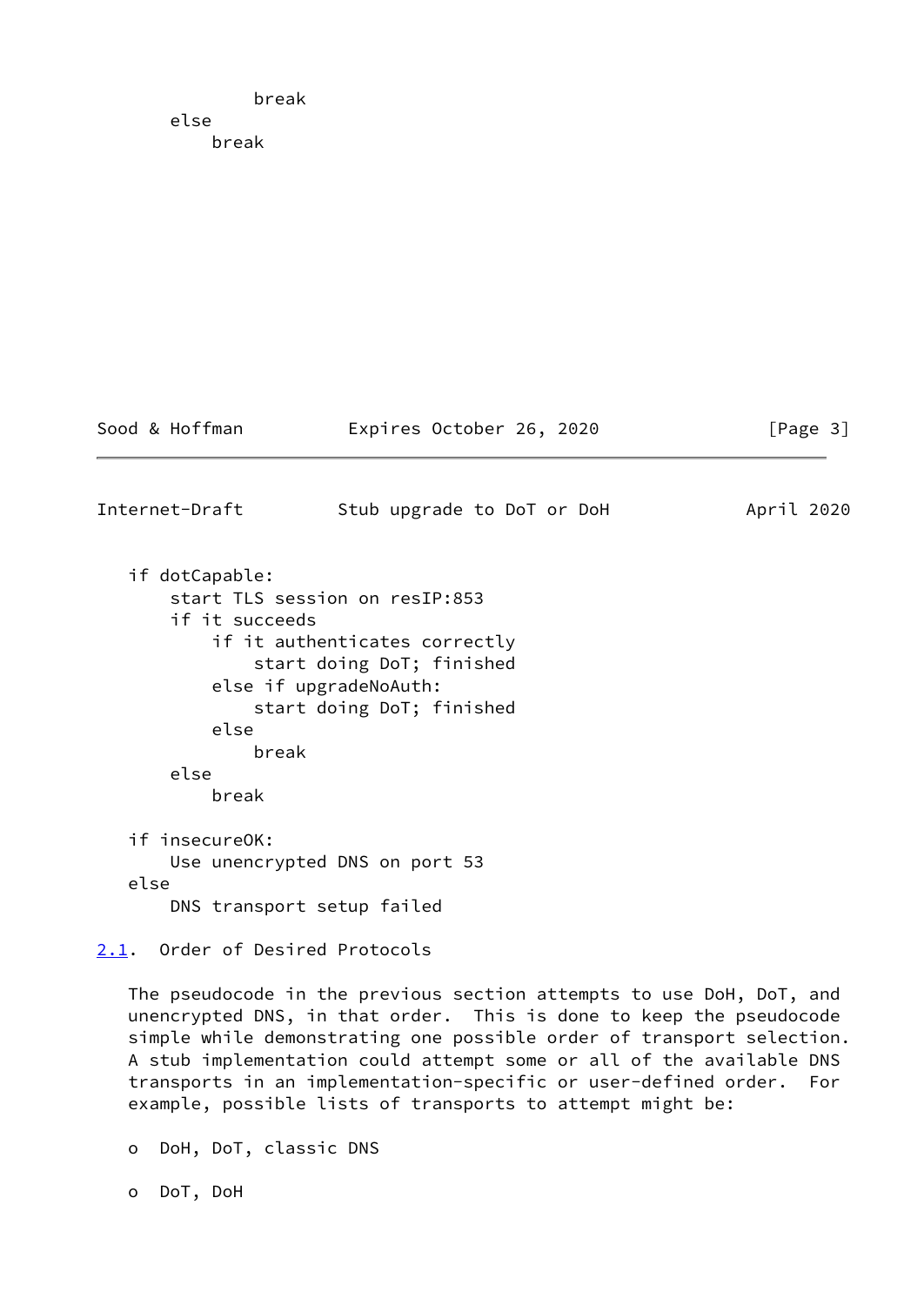```
            break
    else
        break
```

```
if dotCapable:
    start TLS session on resIP:853
    if it succeeds
        if it authenticates correctly
            start doing DoT; finished
        else if upgradeNoAuth:
            start doing DoT; finished
        else
            break
    else
        break

if insecureOK:
    Use unencrypted DNS on port 53
else
    DNS transport setup failed
```

## 2.1. Order of Desired Protocols

The pseudocode in the previous section attempts to use DoH, DoT, and unencrypted DNS, in that order. This is done to keep the pseudocode simple while demonstrating one possible order of transport selection. A stub implementation could attempt some or all of the available DNS transports in an implementation-specific or user-defined order. For example, possible lists of transports to attempt might be:

- DoH, DoT, classic DNS
- DoT, DoH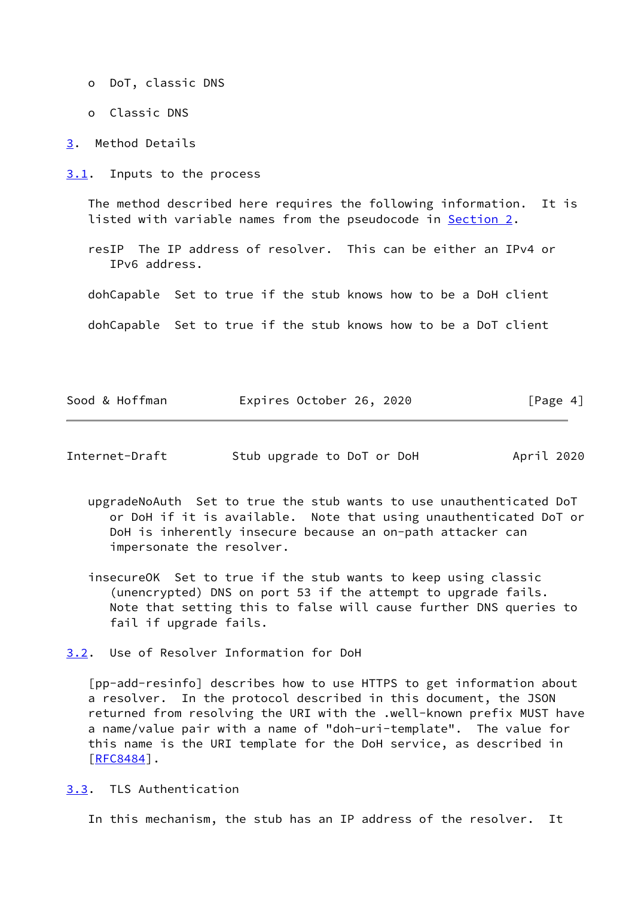- DoT, classic DNS
- Classic DNS

## 3. Method Details

### 3.1. Inputs to the process

The method described here requires the following information. It is listed with variable names from the pseudocode in Section 2.

resIP  The IP address of resolver. This can be either an IPv4 or IPv6 address.

dohCapable  Set to true if the stub knows how to be a DoH client

dohCapable  Set to true if the stub knows how to be a DoT client

upgradeNoAuth  Set to true the stub wants to use unauthenticated DoT or DoH if it is available. Note that using unauthenticated DoT or DoH is inherently insecure because an on-path attacker can impersonate the resolver.

insecureOK  Set to true if the stub wants to keep using classic (unencrypted) DNS on port 53 if the attempt to upgrade fails. Note that setting this to false will cause further DNS queries to fail if upgrade fails.

### 3.2. Use of Resolver Information for DoH

[pp-add-resinfo] describes how to use HTTPS to get information about a resolver. In the protocol described in this document, the JSON returned from resolving the URI with the .well-known prefix MUST have a name/value pair with a name of "doh-uri-template". The value for this name is the URI template for the DoH service, as described in [RFC8484].

### 3.3. TLS Authentication

In this mechanism, the stub has an IP address of the resolver. It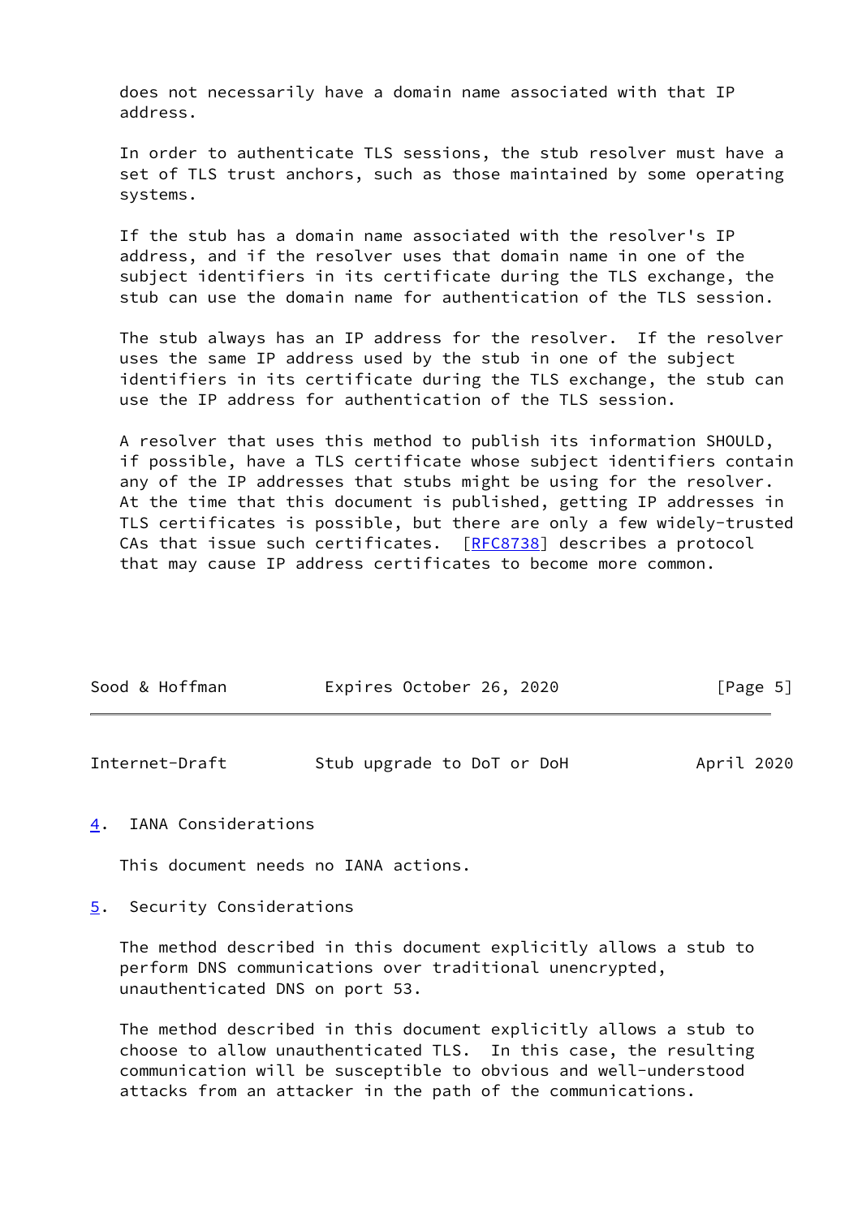does not necessarily have a domain name associated with that IP address.

In order to authenticate TLS sessions, the stub resolver must have a set of TLS trust anchors, such as those maintained by some operating systems.

If the stub has a domain name associated with the resolver's IP address, and if the resolver uses that domain name in one of the subject identifiers in its certificate during the TLS exchange, the stub can use the domain name for authentication of the TLS session.

The stub always has an IP address for the resolver. If the resolver uses the same IP address used by the stub in one of the subject identifiers in its certificate during the TLS exchange, the stub can use the IP address for authentication of the TLS session.

A resolver that uses this method to publish its information SHOULD, if possible, have a TLS certificate whose subject identifiers contain any of the IP addresses that stubs might be using for the resolver. At the time that this document is published, getting IP addresses in TLS certificates is possible, but there are only a few widely-trusted CAs that issue such certificates. [RFC8738] describes a protocol that may cause IP address certificates to become more common.

## 4. IANA Considerations

This document needs no IANA actions.

## 5. Security Considerations

The method described in this document explicitly allows a stub to perform DNS communications over traditional unencrypted, unauthenticated DNS on port 53.

The method described in this document explicitly allows a stub to choose to allow unauthenticated TLS. In this case, the resulting communication will be susceptible to obvious and well-understood attacks from an attacker in the path of the communications.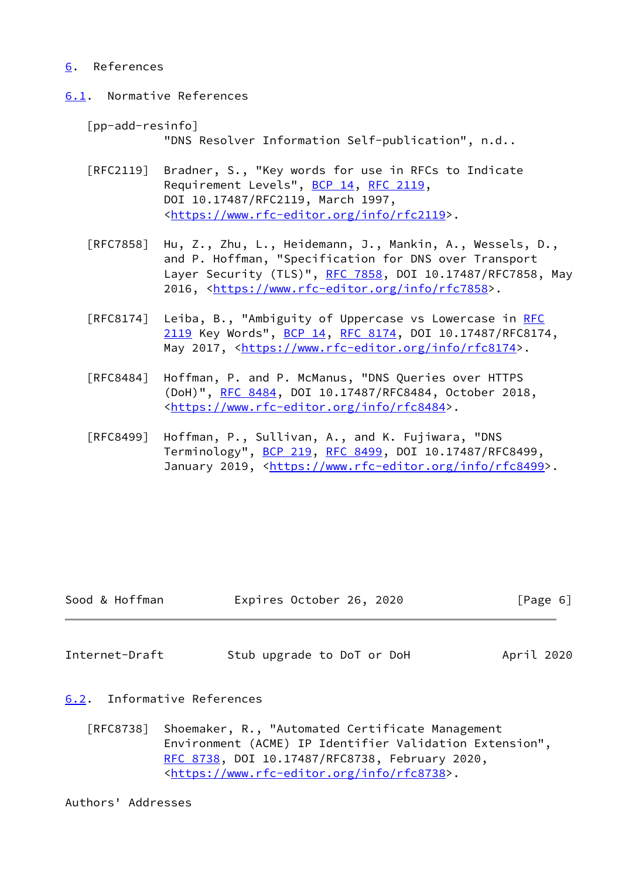## 6. References

### 6.1. Normative References

[pp-add-resinfo]
"DNS Resolver Information Self-publication", n.d..

[RFC2119] Bradner, S., "Key words for use in RFCs to Indicate Requirement Levels", BCP 14, RFC 2119, DOI 10.17487/RFC2119, March 1997, <https://www.rfc-editor.org/info/rfc2119>.

[RFC7858] Hu, Z., Zhu, L., Heidemann, J., Mankin, A., Wessels, D., and P. Hoffman, "Specification for DNS over Transport Layer Security (TLS)", RFC 7858, DOI 10.17487/RFC7858, May 2016, <https://www.rfc-editor.org/info/rfc7858>.

[RFC8174] Leiba, B., "Ambiguity of Uppercase vs Lowercase in RFC 2119 Key Words", BCP 14, RFC 8174, DOI 10.17487/RFC8174, May 2017, <https://www.rfc-editor.org/info/rfc8174>.

[RFC8484] Hoffman, P. and P. McManus, "DNS Queries over HTTPS (DoH)", RFC 8484, DOI 10.17487/RFC8484, October 2018, <https://www.rfc-editor.org/info/rfc8484>.

[RFC8499] Hoffman, P., Sullivan, A., and K. Fujiwara, "DNS Terminology", BCP 219, RFC 8499, DOI 10.17487/RFC8499, January 2019, <https://www.rfc-editor.org/info/rfc8499>.

### 6.2. Informative References

[RFC8738] Shoemaker, R., "Automated Certificate Management Environment (ACME) IP Identifier Validation Extension", RFC 8738, DOI 10.17487/RFC8738, February 2020, <https://www.rfc-editor.org/info/rfc8738>.

Authors' Addresses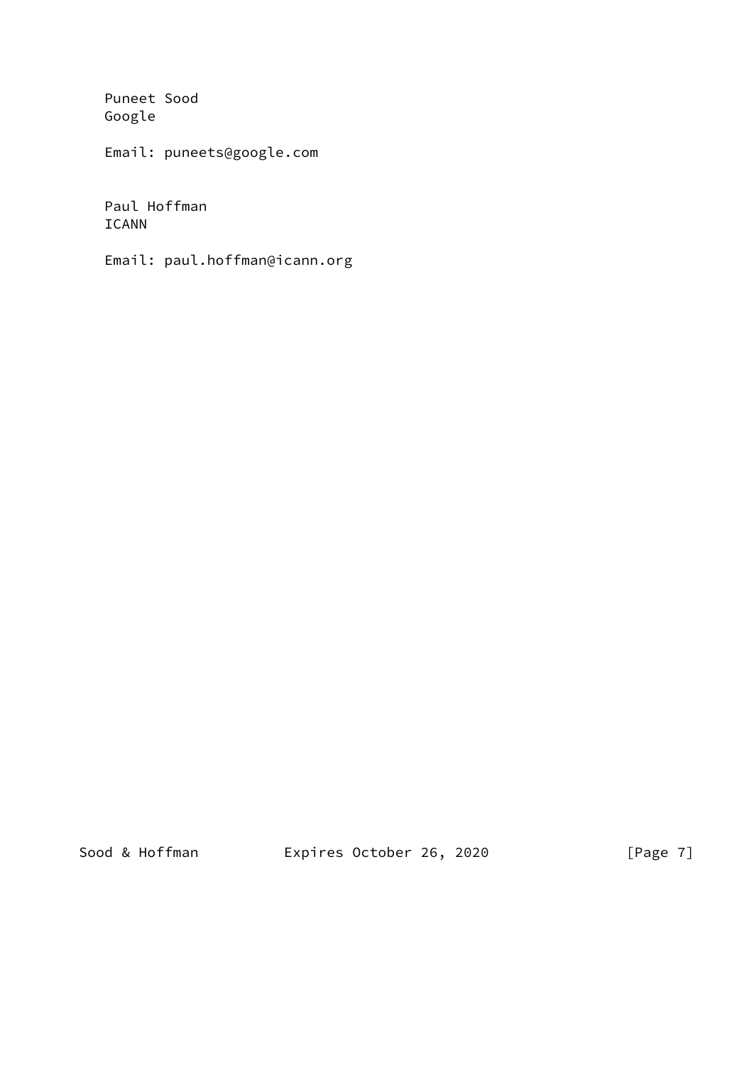Puneet Sood
Google

Email: puneets@google.com

Paul Hoffman
ICANN

Email: paul.hoffman@icann.org